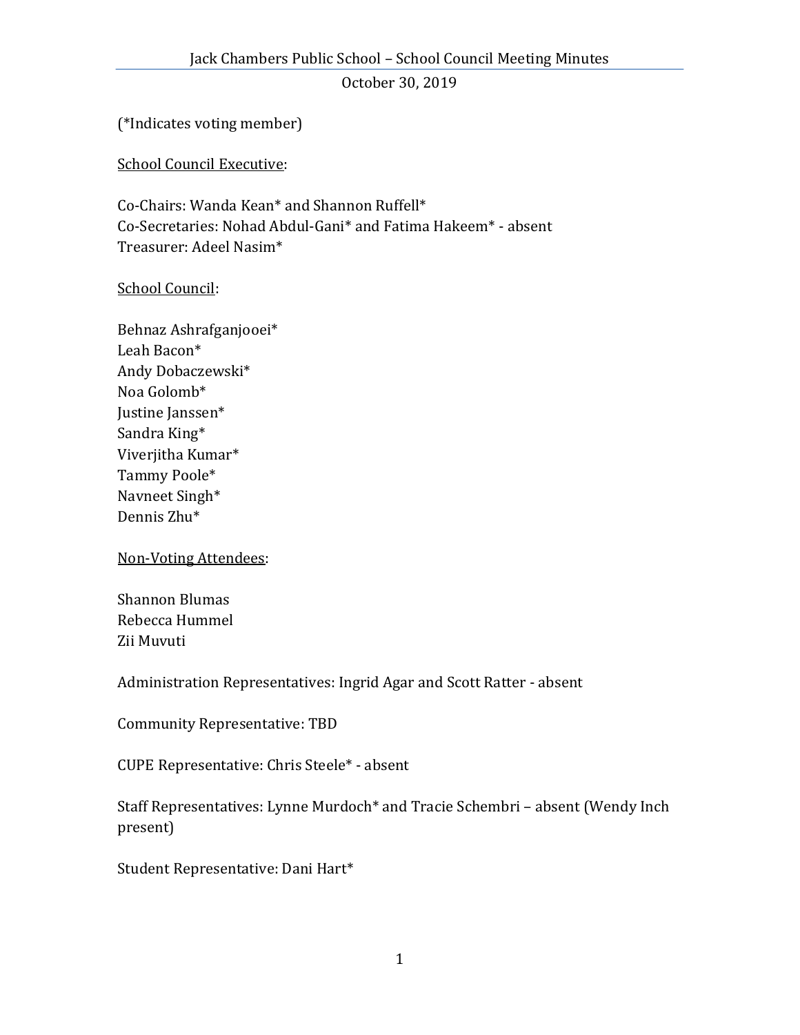# Jack Chambers Public School – School Council Meeting Minutes

October 30, 2019

(*Indicates voting member)

<u>School Council Executive</u>:

Co-Chairs: Wanda Kean* and Shannon Ruffell*
Co-Secretaries: Nohad Abdul-Gani* and Fatima Hakeem* - absent
Treasurer: Adeel Nasim*

<u>School Council</u>:

Behnaz Ashrafganjooei*
Leah Bacon*
Andy Dobaczewski*
Noa Golomb*
Justine Janssen*
Sandra King*
Viverjitha Kumar*
Tammy Poole*
Navneet Singh*
Dennis Zhu*

<u>Non-Voting Attendees</u>:

Shannon Blumas
Rebecca Hummel
Zii Muvuti

Administration Representatives: Ingrid Agar and Scott Ratter - absent

Community Representative: TBD

CUPE Representative: Chris Steele* - absent

Staff Representatives: Lynne Murdoch* and Tracie Schembri – absent (Wendy Inch present)

Student Representative: Dani Hart*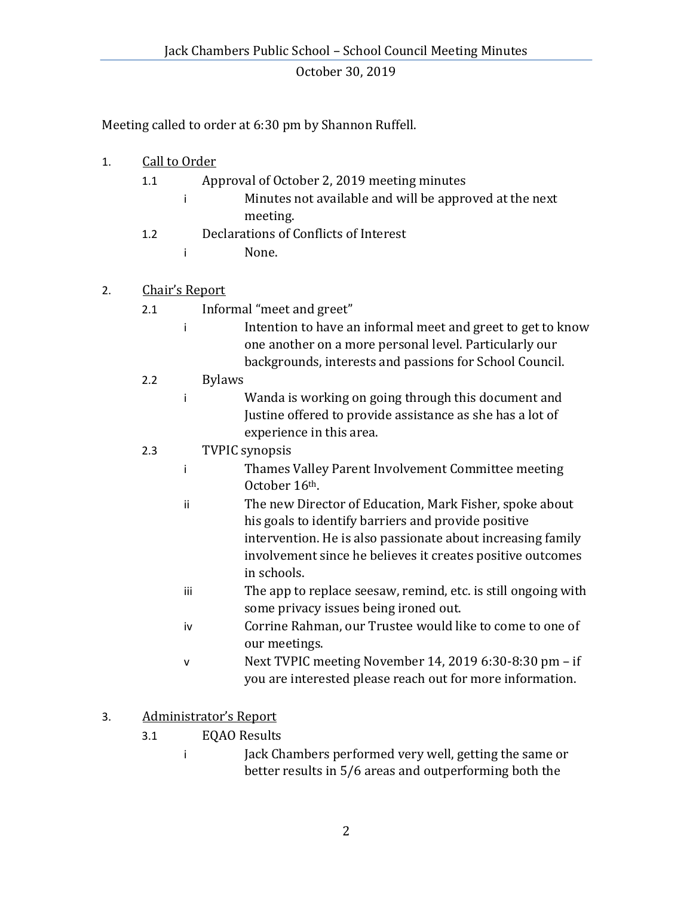Meeting called to order at 6:30 pm by Shannon Ruffell.

1. Call to Order
    - 1.1 Approval of October 2, 2019 meeting minutes
        - i Minutes not available and will be approved at the next meeting.
    - 1.2 Declarations of Conflicts of Interest
        - i None.

2. Chair's Report
    - 2.1 Informal "meet and greet"
        - i Intention to have an informal meet and greet to get to know one another on a more personal level. Particularly our backgrounds, interests and passions for School Council.
    - 2.2 Bylaws
        - i Wanda is working on going through this document and Justine offered to provide assistance as she has a lot of experience in this area.
    - 2.3 TVPIC synopsis
        - i Thames Valley Parent Involvement Committee meeting October 16th.
        - ii The new Director of Education, Mark Fisher, spoke about his goals to identify barriers and provide positive intervention. He is also passionate about increasing family involvement since he believes it creates positive outcomes in schools.
        - iii The app to replace seesaw, remind, etc. is still ongoing with some privacy issues being ironed out.
        - iv Corrine Rahman, our Trustee would like to come to one of our meetings.
        - v Next TVPIC meeting November 14, 2019 6:30-8:30 pm – if you are interested please reach out for more information.

3. Administrator's Report
    - 3.1 EQAO Results
        - i Jack Chambers performed very well, getting the same or better results in 5/6 areas and outperforming both the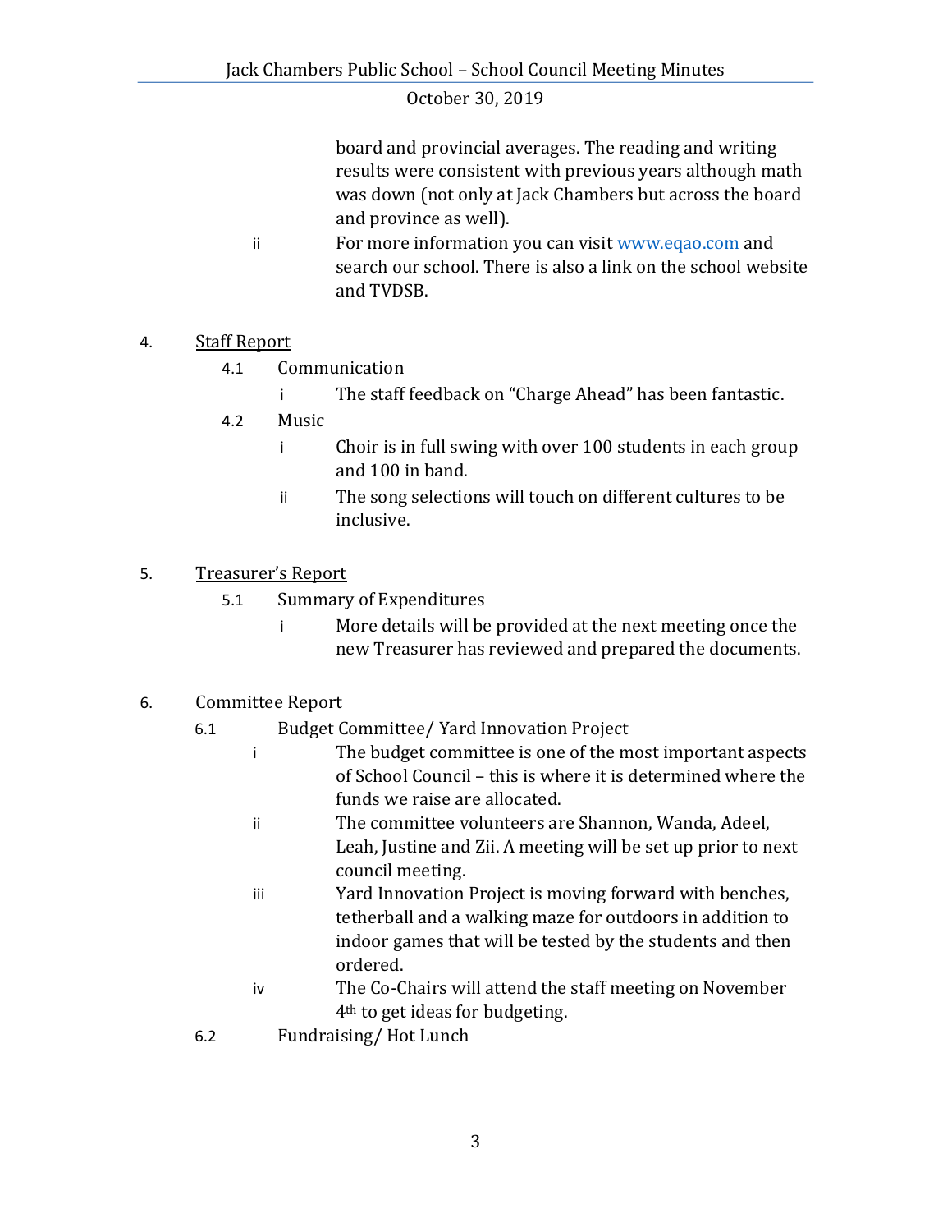board and provincial averages. The reading and writing results were consistent with previous years although math was down (not only at Jack Chambers but across the board and province as well).

ii For more information you can visit [www.eqao.com](http://www.eqao.com) and search our school. There is also a link on the school website and TVDSB.

4. Staff Report

4.1 Communication

i The staff feedback on "Charge Ahead" has been fantastic.

4.2 Music

i Choir is in full swing with over 100 students in each group and 100 in band.

ii The song selections will touch on different cultures to be inclusive.

5. Treasurer's Report

5.1 Summary of Expenditures

i More details will be provided at the next meeting once the new Treasurer has reviewed and prepared the documents.

6. Committee Report

6.1 Budget Committee/ Yard Innovation Project

i The budget committee is one of the most important aspects of School Council – this is where it is determined where the funds we raise are allocated.

ii The committee volunteers are Shannon, Wanda, Adeel, Leah, Justine and Zii. A meeting will be set up prior to next council meeting.

iii Yard Innovation Project is moving forward with benches, tetherball and a walking maze for outdoors in addition to indoor games that will be tested by the students and then ordered.

iv The Co-Chairs will attend the staff meeting on November 4th to get ideas for budgeting.

6.2 Fundraising/ Hot Lunch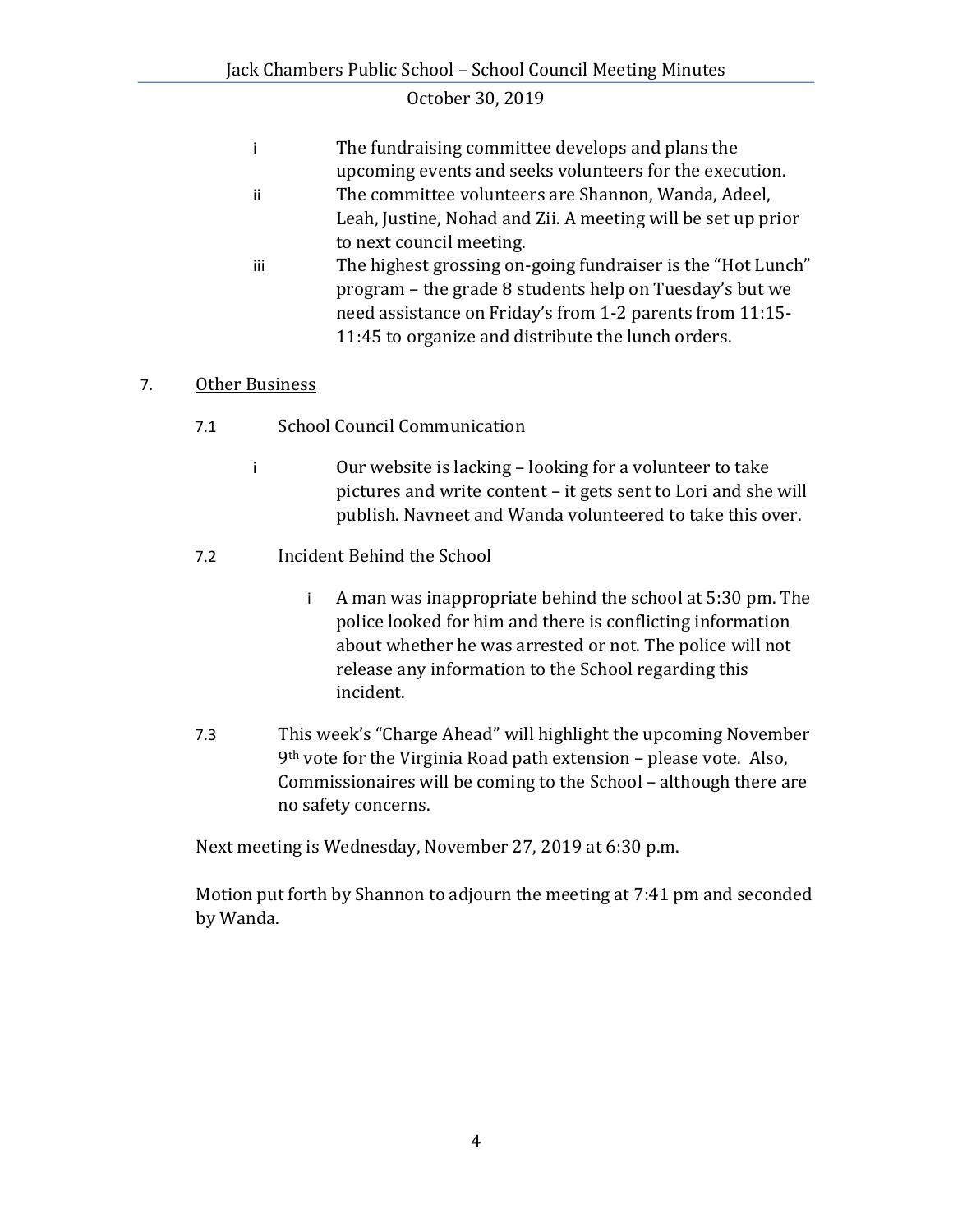i. The fundraising committee develops and plans the upcoming events and seeks volunteers for the execution.

ii. The committee volunteers are Shannon, Wanda, Adeel, Leah, Justine, Nohad and Zii. A meeting will be set up prior to next council meeting.

iii. The highest grossing on-going fundraiser is the "Hot Lunch" program – the grade 8 students help on Tuesday's but we need assistance on Friday's from 1-2 parents from 11:15-11:45 to organize and distribute the lunch orders.

7. <u>Other Business</u>

7.1 School Council Communication

i. Our website is lacking – looking for a volunteer to take pictures and write content – it gets sent to Lori and she will publish. Navneet and Wanda volunteered to take this over.

7.2 Incident Behind the School

i. A man was inappropriate behind the school at 5:30 pm. The police looked for him and there is conflicting information about whether he was arrested or not. The police will not release any information to the School regarding this incident.

7.3 This week's "Charge Ahead" will highlight the upcoming November 9th vote for the Virginia Road path extension – please vote. Also, Commissionaires will be coming to the School – although there are no safety concerns.

Next meeting is Wednesday, November 27, 2019 at 6:30 p.m.

Motion put forth by Shannon to adjourn the meeting at 7:41 pm and seconded by Wanda.